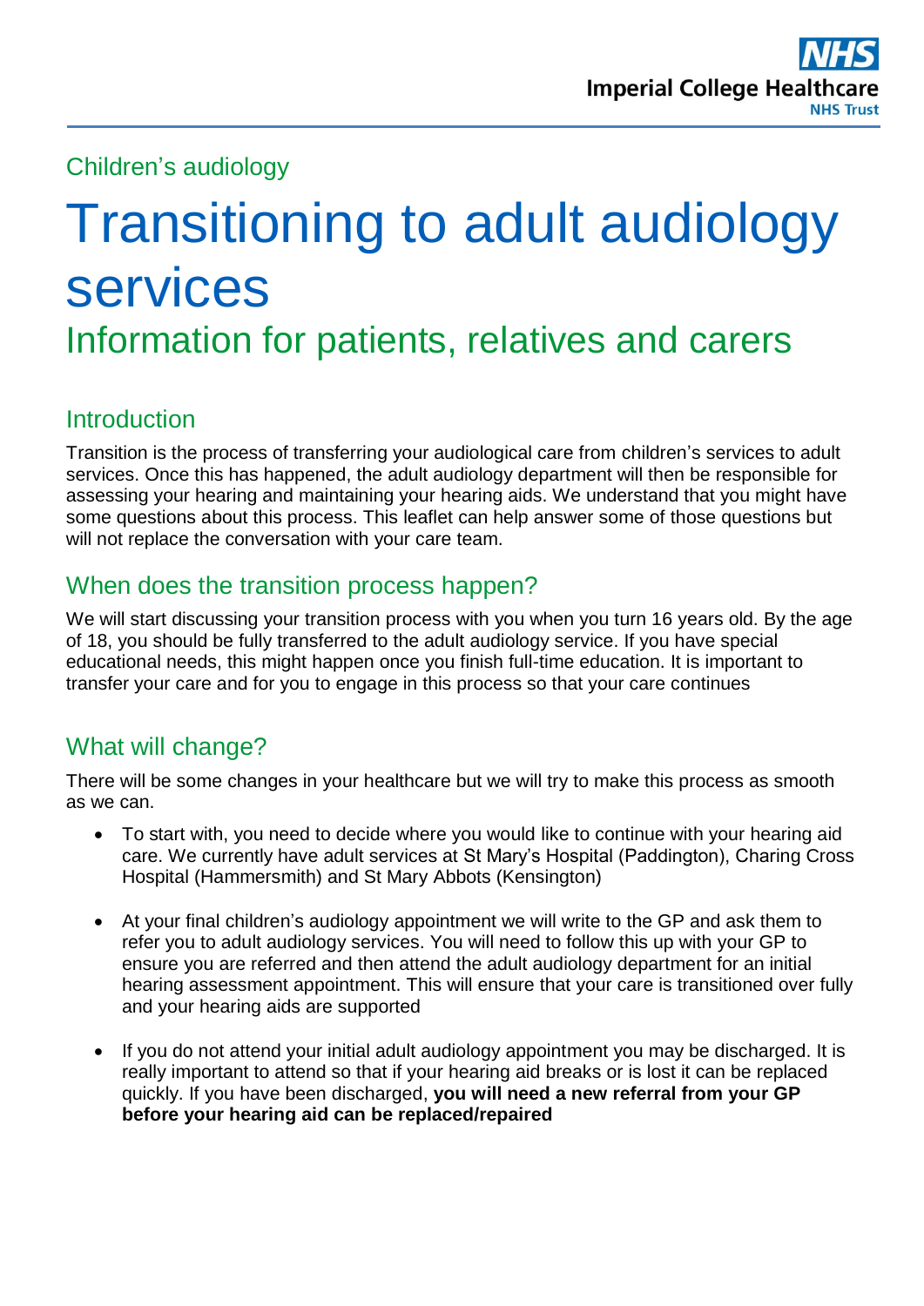Children's audiology

# Transitioning to adult audiology services

## Information for patients, relatives and carers

## Introduction

Transition is the process of transferring your audiological care from children's services to adult services. Once this has happened, the adult audiology department will then be responsible for assessing your hearing and maintaining your hearing aids. We understand that you might have some questions about this process. This leaflet can help answer some of those questions but will not replace the conversation with your care team.

## When does the transition process happen?

We will start discussing your transition process with you when you turn 16 years old. By the age of 18, you should be fully transferred to the adult audiology service. If you have special educational needs, this might happen once you finish full-time education. It is important to transfer your care and for you to engage in this process so that your care continues

## What will change?

There will be some changes in your healthcare but we will try to make this process as smooth as we can.

- To start with, you need to decide where you would like to continue with your hearing aid care. We currently have adult services at St Mary's Hospital (Paddington), Charing Cross Hospital (Hammersmith) and St Mary Abbots (Kensington)

- At your final children's audiology appointment we will write to the GP and ask them to refer you to adult audiology services. You will need to follow this up with your GP to ensure you are referred and then attend the adult audiology department for an initial hearing assessment appointment. This will ensure that your care is transitioned over fully and your hearing aids are supported

- If you do not attend your initial adult audiology appointment you may be discharged. It is really important to attend so that if your hearing aid breaks or is lost it can be replaced quickly. If you have been discharged, **you will need a new referral from your GP before your hearing aid can be replaced/repaired**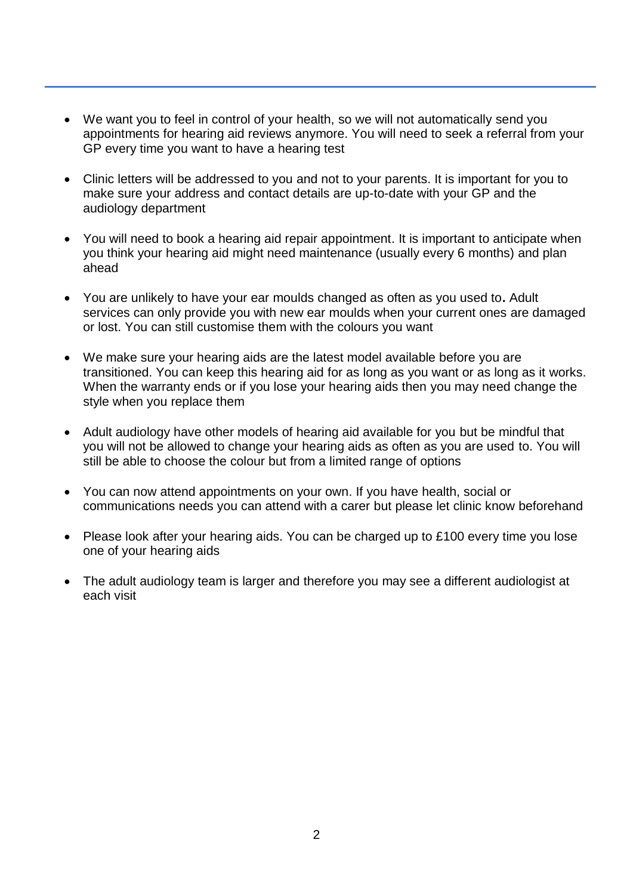- We want you to feel in control of your health, so we will not automatically send you appointments for hearing aid reviews anymore. You will need to seek a referral from your GP every time you want to have a hearing test

- Clinic letters will be addressed to you and not to your parents. It is important for you to make sure your address and contact details are up-to-date with your GP and the audiology department

- You will need to book a hearing aid repair appointment. It is important to anticipate when you think your hearing aid might need maintenance (usually every 6 months) and plan ahead

- You are unlikely to have your ear moulds changed as often as you used to**.** Adult services can only provide you with new ear moulds when your current ones are damaged or lost. You can still customise them with the colours you want

- We make sure your hearing aids are the latest model available before you are transitioned. You can keep this hearing aid for as long as you want or as long as it works. When the warranty ends or if you lose your hearing aids then you may need change the style when you replace them

- Adult audiology have other models of hearing aid available for you but be mindful that you will not be allowed to change your hearing aids as often as you are used to. You will still be able to choose the colour but from a limited range of options

- You can now attend appointments on your own. If you have health, social or communications needs you can attend with a carer but please let clinic know beforehand

- Please look after your hearing aids. You can be charged up to £100 every time you lose one of your hearing aids

- The adult audiology team is larger and therefore you may see a different audiologist at each visit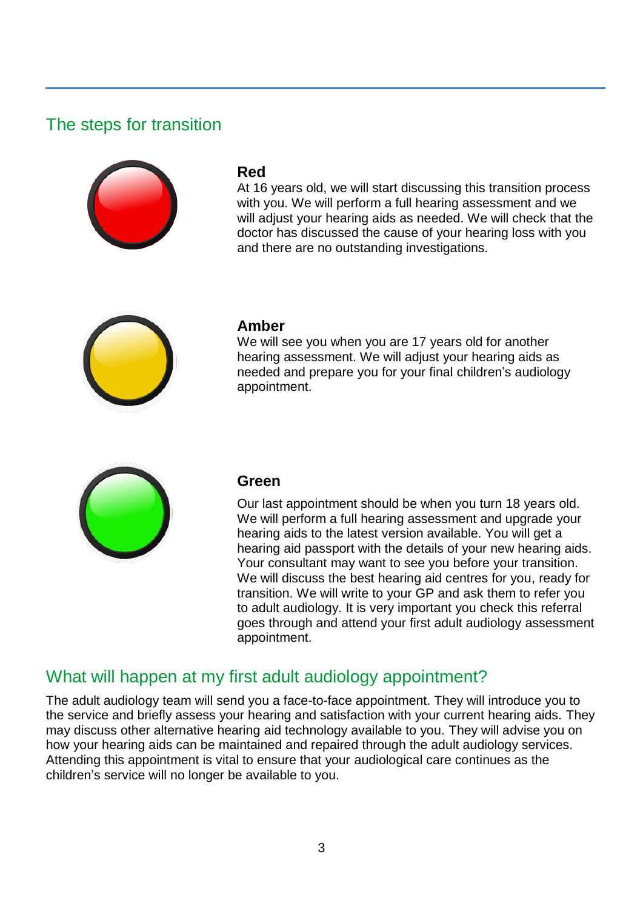## The steps for transition

### Red

At 16 years old, we will start discussing this transition process with you. We will perform a full hearing assessment and we will adjust your hearing aids as needed. We will check that the doctor has discussed the cause of your hearing loss with you and there are no outstanding investigations.

### Amber

We will see you when you are 17 years old for another hearing assessment. We will adjust your hearing aids as needed and prepare you for your final children's audiology appointment.

### Green

Our last appointment should be when you turn 18 years old. We will perform a full hearing assessment and upgrade your hearing aids to the latest version available. You will get a hearing aid passport with the details of your new hearing aids. Your consultant may want to see you before your transition. We will discuss the best hearing aid centres for you, ready for transition. We will write to your GP and ask them to refer you to adult audiology. It is very important you check this referral goes through and attend your first adult audiology assessment appointment.

## What will happen at my first adult audiology appointment?

The adult audiology team will send you a face-to-face appointment. They will introduce you to the service and briefly assess your hearing and satisfaction with your current hearing aids. They may discuss other alternative hearing aid technology available to you. They will advise you on how your hearing aids can be maintained and repaired through the adult audiology services. Attending this appointment is vital to ensure that your audiological care continues as the children's service will no longer be available to you.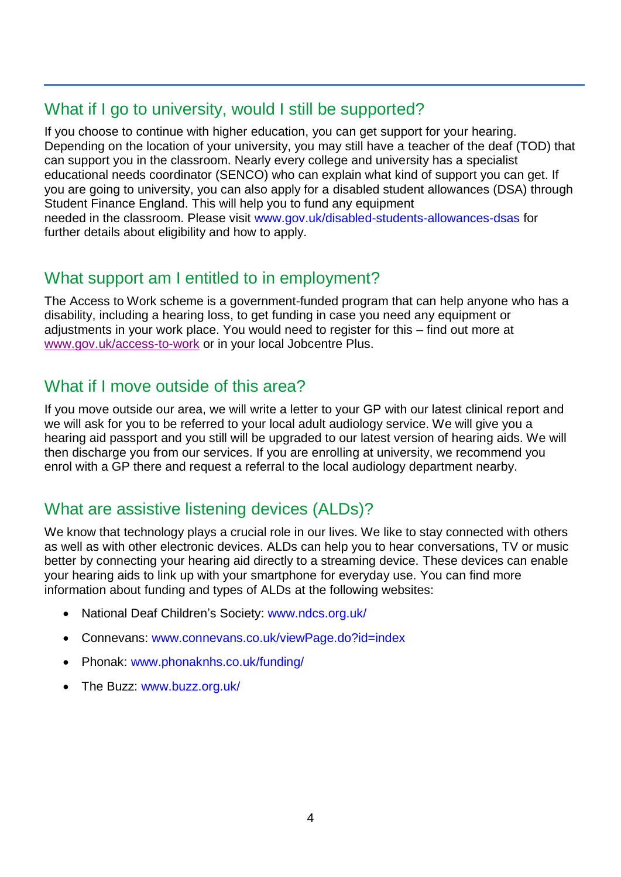## What if I go to university, would I still be supported?

If you choose to continue with higher education, you can get support for your hearing. Depending on the location of your university, you may still have a teacher of the deaf (TOD) that can support you in the classroom. Nearly every college and university has a specialist educational needs coordinator (SENCO) who can explain what kind of support you can get. If you are going to university, you can also apply for a disabled student allowances (DSA) through Student Finance England. This will help you to fund any equipment needed in the classroom. Please visit www.gov.uk/disabled-students-allowances-dsas for further details about eligibility and how to apply.

## What support am I entitled to in employment?

The Access to Work scheme is a government-funded program that can help anyone who has a disability, including a hearing loss, to get funding in case you need any equipment or adjustments in your work place. You would need to register for this – find out more at www.gov.uk/access-to-work or in your local Jobcentre Plus.

## What if I move outside of this area?

If you move outside our area, we will write a letter to your GP with our latest clinical report and we will ask for you to be referred to your local adult audiology service. We will give you a hearing aid passport and you still will be upgraded to our latest version of hearing aids. We will then discharge you from our services. If you are enrolling at university, we recommend you enrol with a GP there and request a referral to the local audiology department nearby.

## What are assistive listening devices (ALDs)?

We know that technology plays a crucial role in our lives. We like to stay connected with others as well as with other electronic devices. ALDs can help you to hear conversations, TV or music better by connecting your hearing aid directly to a streaming device. These devices can enable your hearing aids to link up with your smartphone for everyday use. You can find more information about funding and types of ALDs at the following websites:

- National Deaf Children's Society: www.ndcs.org.uk/
- Connevans: www.connevans.co.uk/viewPage.do?id=index
- Phonak: www.phonaknhs.co.uk/funding/
- The Buzz: www.buzz.org.uk/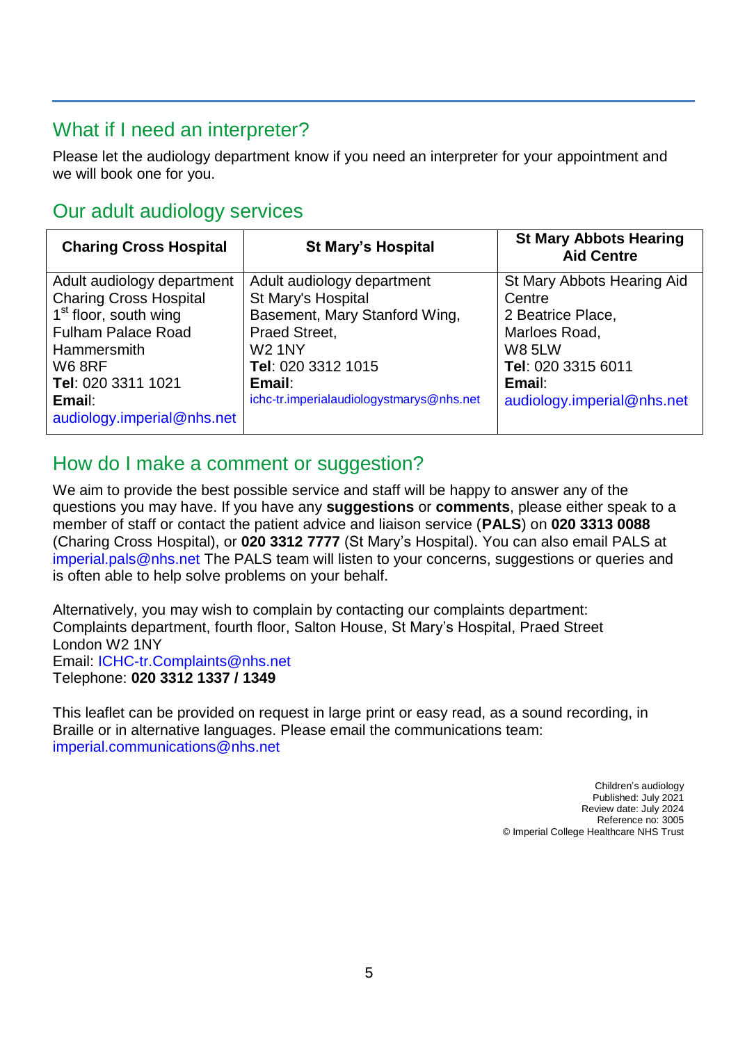## What if I need an interpreter?

Please let the audiology department know if you need an interpreter for your appointment and we will book one for you.

## Our adult audiology services

| Charing Cross Hospital | St Mary's Hospital | St Mary Abbots Hearing Aid Centre |
|---|---|---|
| Adult audiology department<br>Charing Cross Hospital<br>1st floor, south wing<br>Fulham Palace Road<br>Hammersmith<br>W6 8RF<br>**Tel**: 020 3311 1021<br>**Email**:<br>audiology.imperial@nhs.net | Adult audiology department<br>St Mary's Hospital<br>Basement, Mary Stanford Wing,<br>Praed Street,<br>W2 1NY<br>**Tel**: 020 3312 1015<br>**Email**:<br>ichc-tr.imperialaudiologystmarys@nhs.net | St Mary Abbots Hearing Aid Centre<br>2 Beatrice Place,<br>Marloes Road,<br>W8 5LW<br>**Tel**: 020 3315 6011<br>**Email**:<br>audiology.imperial@nhs.net |

## How do I make a comment or suggestion?

We aim to provide the best possible service and staff will be happy to answer any of the questions you may have. If you have any **suggestions** or **comments**, please either speak to a member of staff or contact the patient advice and liaison service (**PALS**) on **020 3313 0088** (Charing Cross Hospital), or **020 3312 7777** (St Mary's Hospital). You can also email PALS at imperial.pals@nhs.net The PALS team will listen to your concerns, suggestions or queries and is often able to help solve problems on your behalf.

Alternatively, you may wish to complain by contacting our complaints department:
Complaints department, fourth floor, Salton House, St Mary's Hospital, Praed Street
London W2 1NY
Email: ICHC-tr.Complaints@nhs.net
Telephone: **020 3312 1337 / 1349**

This leaflet can be provided on request in large print or easy read, as a sound recording, in Braille or in alternative languages. Please email the communications team: imperial.communications@nhs.net

Children's audiology
Published: July 2021
Review date: July 2024
Reference no: 3005
© Imperial College Healthcare NHS Trust